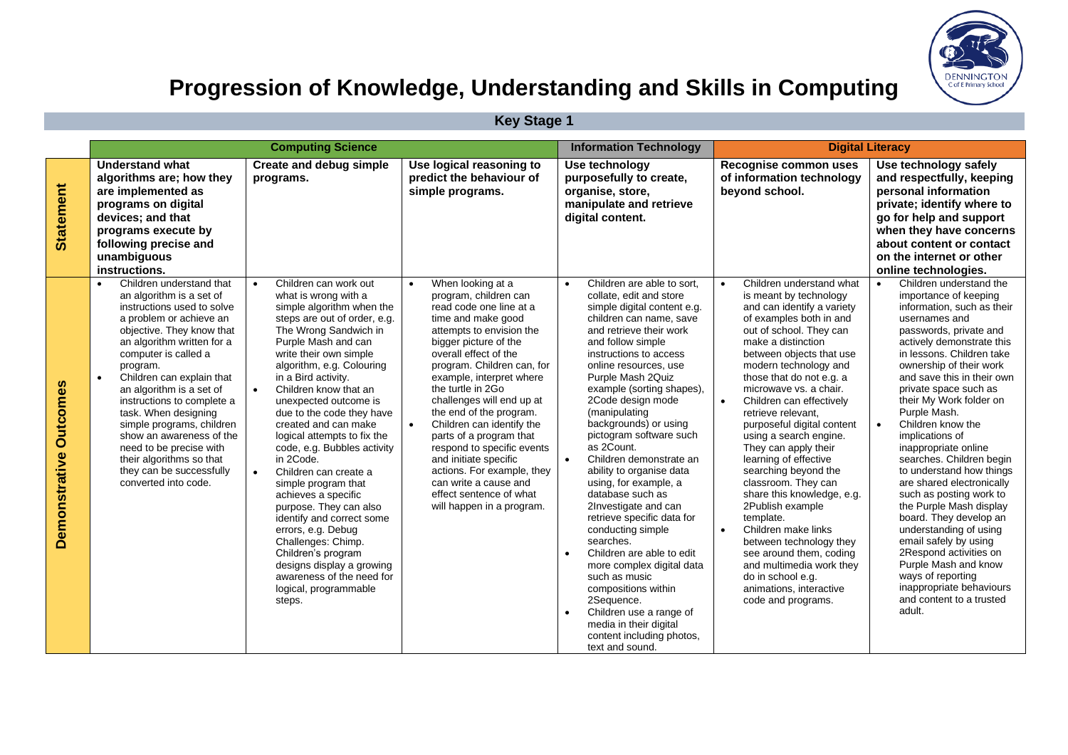# Progression of Knowledge, Understanding and Skills in Computing

## Key Stage 1

| | Computing Science | | | Information Technology | Digital Literacy | |
|---|---|---|---|---|---|---|
| **Statement** | **Understand what algorithms are; how they are implemented as programs on digital devices; and that programs execute by following precise and unambiguous instructions.** | **Create and debug simple programs.** | **Use logical reasoning to predict the behaviour of simple programs.** | **Use technology purposefully to create, organise, store, manipulate and retrieve digital content.** | **Recognise common uses of information technology beyond school.** | **Use technology safely and respectfully, keeping personal information private; identify where to go for help and support when they have concerns about content or contact on the internet or other online technologies.** |
| **Demonstrative Outcomes** | • Children understand that an algorithm is a set of instructions used to solve a problem or achieve an objective. They know that an algorithm written for a computer is called a program.<br>• Children can explain that an algorithm is a set of instructions to complete a task. When designing simple programs, children show an awareness of the need to be precise with their algorithms so that they can be successfully converted into code. | • Children can work out what is wrong with a simple algorithm when the steps are out of order, e.g. The Wrong Sandwich in Purple Mash and can write their own simple algorithm, e.g. Colouring in a Bird activity.<br>• Children know that an unexpected outcome is due to the code they have created and can make logical attempts to fix the code, e.g. Bubbles activity in 2Code.<br>• Children can create a simple program that achieves a specific purpose. They can also identify and correct some errors, e.g. Debug Challenges: Chimp. Children's program designs display a growing awareness of the need for logical, programmable steps. | • When looking at a program, children can read code one line at a time and make good attempts to envision the bigger picture of the overall effect of the program. Children can, for example, interpret where the turtle in 2Go challenges will end up at the end of the program.<br>• Children can identify the parts of a program that respond to specific events and initiate specific actions. For example, they can write a cause and effect sentence of what will happen in a program. | • Children are able to sort, collate, edit and store simple digital content e.g. children can name, save and retrieve their work and follow simple instructions to access online resources, use Purple Mash 2Quiz example (sorting shapes), 2Code design mode (manipulating backgrounds) or using pictogram software such as 2Count.<br>• Children demonstrate an ability to organise data using, for example, a database such as 2Investigate and can retrieve specific data for conducting simple searches.<br>• Children are able to edit more complex digital data such as music compositions within 2Sequence.<br>• Children use a range of media in their digital content including photos, text and sound. | • Children understand what is meant by technology and can identify a variety of examples both in and out of school. They can make a distinction between objects that use modern technology and those that do not e.g. a microwave vs. a chair.<br>• Children can effectively retrieve relevant, purposeful digital content using a search engine. They can apply their learning of effective searching beyond the classroom. They can share this knowledge, e.g. 2Publish example template.<br>• Children make links between technology they see around them, coding and multimedia work they do in school e.g. animations, interactive code and programs. | • Children understand the importance of keeping information, such as their usernames and passwords, private and actively demonstrate this in lessons. Children take ownership of their work and save this in their own private space such as their My Work folder on Purple Mash.<br>• Children know the implications of inappropriate online searches. Children begin to understand how things are shared electronically such as posting work to the Purple Mash display board. They develop an understanding of using email safely by using 2Respond activities on Purple Mash and know ways of reporting inappropriate behaviours and content to a trusted adult. |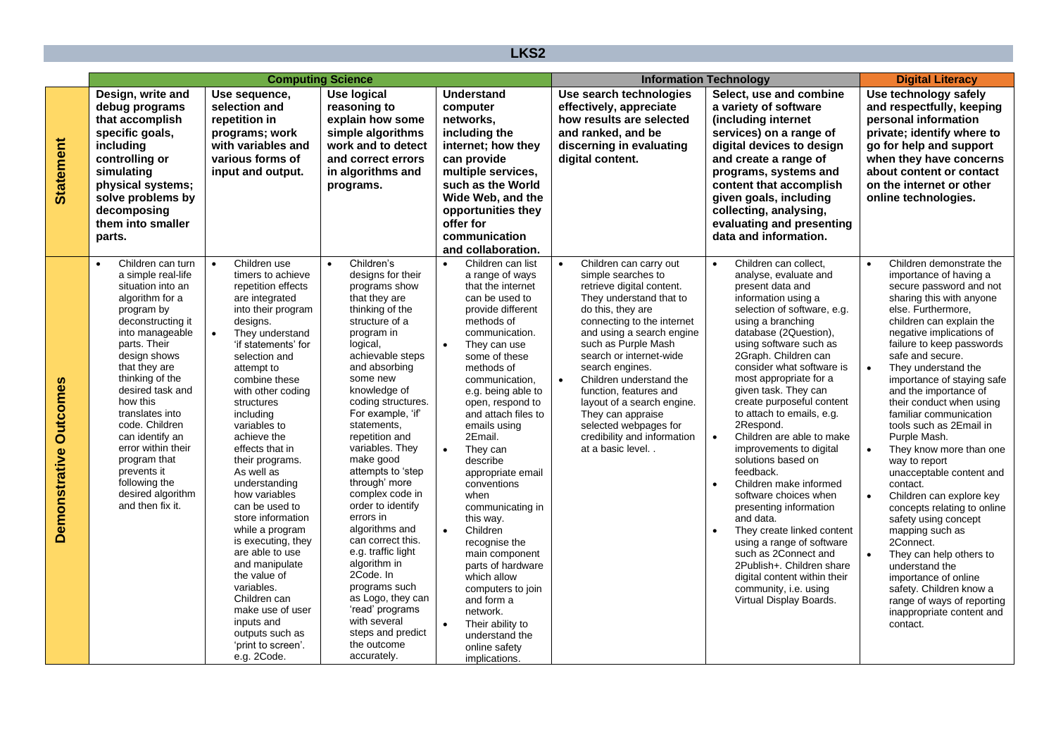# LKS2

| | Computing Science | | | | Information Technology | | Digital Literacy |
|---|---|---|---|---|---|---|---|
| **Statement** | **Design, write and debug programs that accomplish specific goals, including controlling or simulating physical systems; solve problems by decomposing them into smaller parts.** | **Use sequence, selection and repetition in programs; work with variables and various forms of input and output.** | **Use logical reasoning to explain how some simple algorithms work and to detect and correct errors in algorithms and programs.** | **Understand computer networks, including the internet; how they can provide multiple services, such as the World Wide Web, and the opportunities they offer for communication and collaboration.** | **Use search technologies effectively, appreciate how results are selected and ranked, and be discerning in evaluating digital content.** | **Select, use and combine a variety of software (including internet services) on a range of digital devices to design and create a range of programs, systems and content that accomplish given goals, including collecting, analysing, evaluating and presenting data and information.** | **Use technology safely and respectfully, keeping personal information private; identify where to go for help and support when they have concerns about content or contact on the internet or other online technologies.** |
| **Demonstrative Outcomes** | • Children can turn a simple real-life situation into an algorithm for a program by deconstructing it into manageable parts. Their design shows that they are thinking of the desired task and how this translates into code. Children can identify an error within their program that prevents it following the desired algorithm and then fix it. | • Children use timers to achieve repetition effects are integrated into their program designs.<br>• They understand 'if statements' for selection and attempt to combine these with other coding structures including variables to achieve the effects that in their programs. As well as understanding how variables can be used to store information while a program is executing, they are able to use and manipulate the value of variables. Children can make use of user inputs and outputs such as 'print to screen'. e.g. 2Code. | • Children's designs for their programs show that they are thinking of the structure of a program in logical, achievable steps and absorbing some new knowledge of coding structures. For example, 'if' statements, repetition and variables. They make good attempts to 'step through' more complex code in order to identify errors in algorithms and can correct this. e.g. traffic light algorithm in 2Code. In programs such as Logo, they can 'read' programs with several steps and predict the outcome accurately. | • Children can list a range of ways that the internet can be used to provide different methods of communication.<br>• They can use some of these methods of communication, e.g. being able to open, respond to and attach files to emails using 2Email.<br>• They can describe appropriate email conventions when communicating in this way.<br>• Children recognise the main component parts of hardware which allow computers to join and form a network.<br>• Their ability to understand the online safety implications. | • Children can carry out simple searches to retrieve digital content. They understand that to do this, they are connecting to the internet and using a search engine such as Purple Mash search or internet-wide search engines.<br>• Children understand the function, features and layout of a search engine. They can appraise selected webpages for credibility and information at a basic level. . | • Children can collect, analyse, evaluate and present data and information using a selection of software, e.g. using a branching database (2Question), using software such as 2Graph. Children can consider what software is most appropriate for a given task. They can create purposeful content to attach to emails, e.g. 2Respond.<br>• Children are able to make improvements to digital solutions based on feedback.<br>• Children make informed software choices when presenting information and data.<br>• They create linked content using a range of software such as 2Connect and 2Publish+. Children share digital content within their community, i.e. using Virtual Display Boards. | • Children demonstrate the importance of having a secure password and not sharing this with anyone else. Furthermore, children can explain the negative implications of failure to keep passwords safe and secure.<br>• They understand the importance of staying safe and the importance of their conduct when using familiar communication tools such as 2Email in Purple Mash.<br>• They know more than one way to report unacceptable content and contact.<br>• Children can explore key concepts relating to online safety using concept mapping such as 2Connect.<br>• They can help others to understand the importance of online safety. Children know a range of ways of reporting inappropriate content and contact. |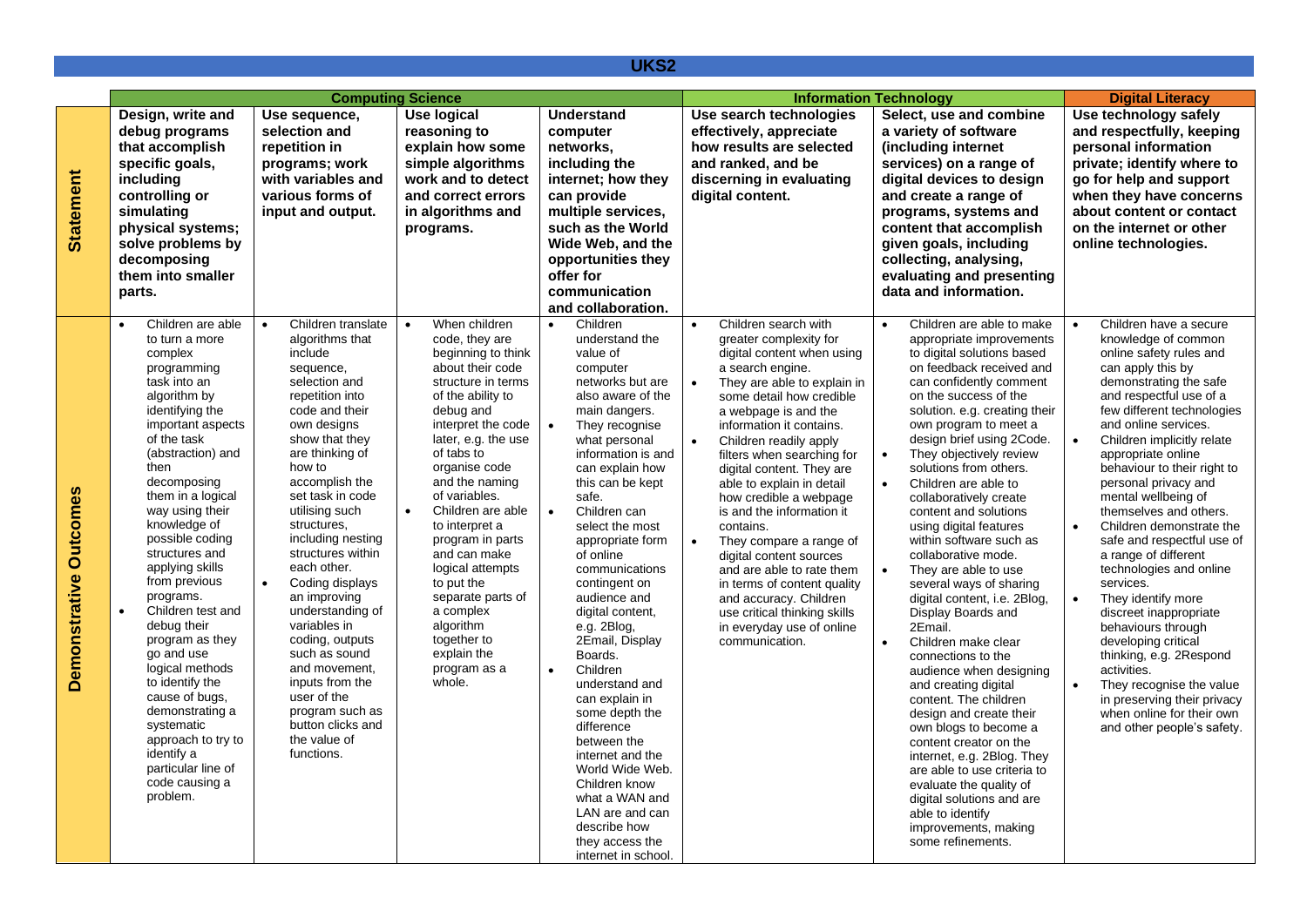# UKS2

| | Computing Science | | | | Information Technology | | Digital Literacy |
|---|---|---|---|---|---|---|---|
| **Statement** | **Design, write and debug programs that accomplish specific goals, including controlling or simulating physical systems; solve problems by decomposing them into smaller parts.** | **Use sequence, selection and repetition in programs; work with variables and various forms of input and output.** | **Use logical reasoning to explain how some simple algorithms work and to detect and correct errors in algorithms and programs.** | **Understand computer networks, including the internet; how they can provide multiple services, such as the World Wide Web, and the opportunities they offer for communication and collaboration.** | **Use search technologies effectively, appreciate how results are selected and ranked, and be discerning in evaluating digital content.** | **Select, use and combine a variety of software (including internet services) on a range of digital devices to design and create a range of programs, systems and content that accomplish given goals, including collecting, analysing, evaluating and presenting data and information.** | **Use technology safely and respectfully, keeping personal information private; identify where to go for help and support when they have concerns about content or contact on the internet or other online technologies.** |
| **Demonstrative Outcomes** | • Children are able to turn a more complex programming task into an algorithm by identifying the important aspects of the task (abstraction) and then decomposing them in a logical way using their knowledge of possible coding structures and applying skills from previous programs.<br>• Children test and debug their program as they go and use logical methods to identify the cause of bugs, demonstrating a systematic approach to try to identify a particular line of code causing a problem. | • Children translate algorithms that include sequence, selection and repetition into code and their own designs show that they are thinking of how to accomplish the set task in code utilising such structures, including nesting structures within each other.<br>• Coding displays an improving understanding of variables in coding, outputs such as sound and movement, inputs from the user of the program such as button clicks and the value of functions. | • When children code, they are beginning to think about their code structure in terms of the ability to debug and interpret the code later, e.g. the use of tabs to organise code and the naming of variables.<br>• Children are able to interpret a program in parts and can make logical attempts to put the separate parts of a complex algorithm together to explain the program as a whole. | • Children understand the value of computer networks but are also aware of the main dangers.<br>• They recognise what personal information is and can explain how this can be kept safe.<br>• Children can select the most appropriate form of online communications contingent on audience and digital content, e.g. 2Blog, 2Email, Display Boards.<br>• Children understand and can explain in some depth the difference between the internet and the World Wide Web. Children know what a WAN and LAN are and can describe how they access the internet in school. | • Children search with greater complexity for digital content when using a search engine.<br>• They are able to explain in some detail how credible a webpage is and the information it contains.<br>• Children readily apply filters when searching for digital content. They are able to explain in detail how credible a webpage is and the information it contains.<br>• They compare a range of digital content sources and are able to rate them in terms of content quality and accuracy. Children use critical thinking skills in everyday use of online communication. | • Children are able to make appropriate improvements to digital solutions based on feedback received and can confidently comment on the success of the solution. e.g. creating their own program to meet a design brief using 2Code.<br>• They objectively review solutions from others.<br>• Children are able to collaboratively create content and solutions using digital features within software such as collaborative mode.<br>• They are able to use several ways of sharing digital content, i.e. 2Blog, Display Boards and 2Email.<br>• Children make clear connections to the audience when designing and creating digital content. The children design and create their own blogs to become a content creator on the internet, e.g. 2Blog. They are able to use criteria to evaluate the quality of digital solutions and are able to identify improvements, making some refinements. | • Children have a secure knowledge of common online safety rules and can apply this by demonstrating the safe and respectful use of a few different technologies and online services.<br>• Children implicitly relate appropriate online behaviour to their right to personal privacy and mental wellbeing of themselves and others.<br>• Children demonstrate the safe and respectful use of a range of different technologies and online services.<br>• They identify more discreet inappropriate behaviours through developing critical thinking, e.g. 2Respond activities.<br>• They recognise the value in preserving their privacy when online for their own and other people's safety. |